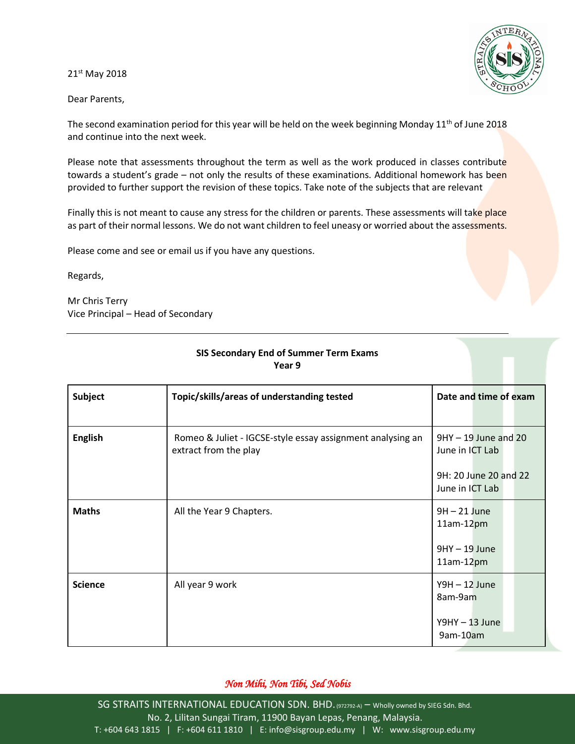21st May 2018

Dear Parents,

The second examination period for this year will be held on the week beginning Monday 11th of June 2018 and continue into the next week.

Please note that assessments throughout the term as well as the work produced in classes contribute towards a student's grade – not only the results of these examinations. Additional homework has been provided to further support the revision of these topics. Take note of the subjects that are relevant

Finally this is not meant to cause any stress for the children or parents. These assessments will take place as part of their normal lessons. We do not want children to feel uneasy or worried about the assessments.

Please come and see or email us if you have any questions.

Regards,

Mr Chris Terry
Vice Principal – Head of Secondary

---

**SIS Secondary End of Summer Term Exams**
**Year 9**

| **Subject** | **Topic/skills/areas of understanding tested** | **Date and time of exam** |
|---|---|---|
| **English** | Romeo & Juliet - IGCSE-style essay assignment analysing an extract from the play | 9HY – 19 June and 20 June in ICT Lab<br><br>9H: 20 June 20 and 22 June in ICT Lab |
| **Maths** | All the Year 9 Chapters. | 9H – 21 June 11am-12pm<br><br>9HY – 19 June 11am-12pm |
| **Science** | All year 9 work | Y9H – 12 June 8am-9am<br><br>Y9HY – 13 June 9am-10am |

*Non Mihi, Non Tibi, Sed Nobis*

SG STRAITS INTERNATIONAL EDUCATION SDN. BHD. (972792-A) – Wholly owned by SIEG Sdn. Bhd.
No. 2, Lilitan Sungai Tiram, 11900 Bayan Lepas, Penang, Malaysia.
T: +604 643 1815 | F: +604 611 1810 | E: info@sisgroup.edu.my | W: www.sisgroup.edu.my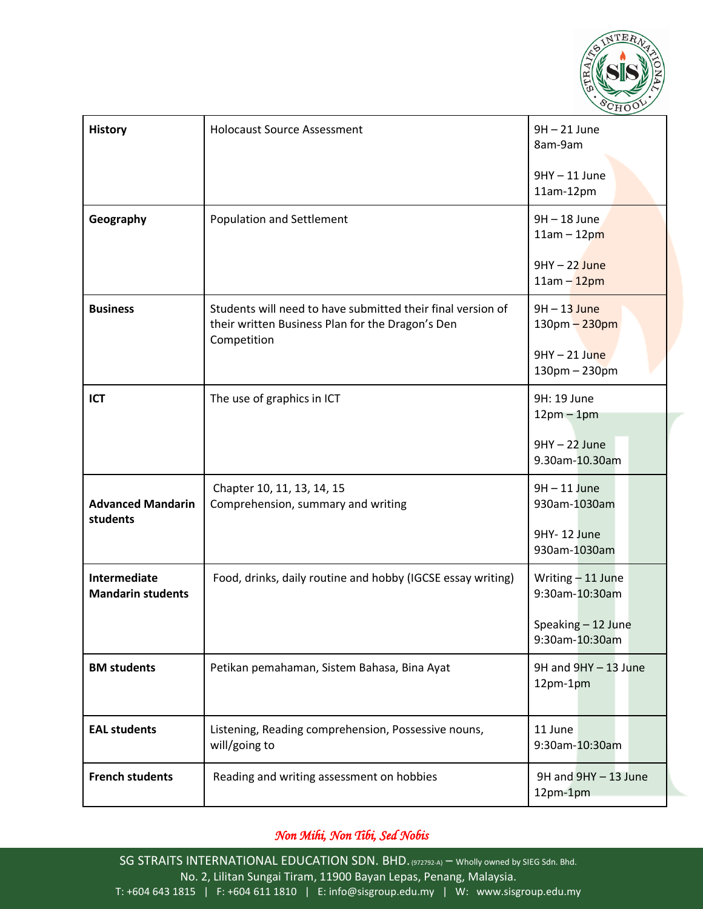| | | |
|---|---|---|
| **History** | Holocaust Source Assessment | 9H – 21 June<br>8am-9am<br><br>9HY – 11 June<br>11am-12pm |
| **Geography** | Population and Settlement | 9H – 18 June<br>11am – 12pm<br><br>9HY – 22 June<br>11am – 12pm |
| **Business** | Students will need to have submitted their final version of their written Business Plan for the Dragon's Den Competition | 9H – 13 June<br>130pm – 230pm<br><br>9HY – 21 June<br>130pm – 230pm |
| **ICT** | The use of graphics in ICT | 9H: 19 June<br>12pm – 1pm<br><br>9HY – 22 June<br>9.30am-10.30am |
| **Advanced Mandarin students** | Chapter 10, 11, 13, 14, 15<br>Comprehension, summary and writing | 9H – 11 June<br>930am-1030am<br><br>9HY- 12 June<br>930am-1030am |
| **Intermediate Mandarin students** | Food, drinks, daily routine and hobby (IGCSE essay writing) | Writing – 11 June<br>9:30am-10:30am<br><br>Speaking – 12 June<br>9:30am-10:30am |
| **BM students** | Petikan pemahaman, Sistem Bahasa, Bina Ayat | 9H and 9HY – 13 June<br>12pm-1pm |
| **EAL students** | Listening, Reading comprehension, Possessive nouns, will/going to | 11 June<br>9:30am-10:30am |
| **French students** | Reading and writing assessment on hobbies | 9H and 9HY – 13 June<br>12pm-1pm |

*Non Mihi, Non Tibi, Sed Nobis*